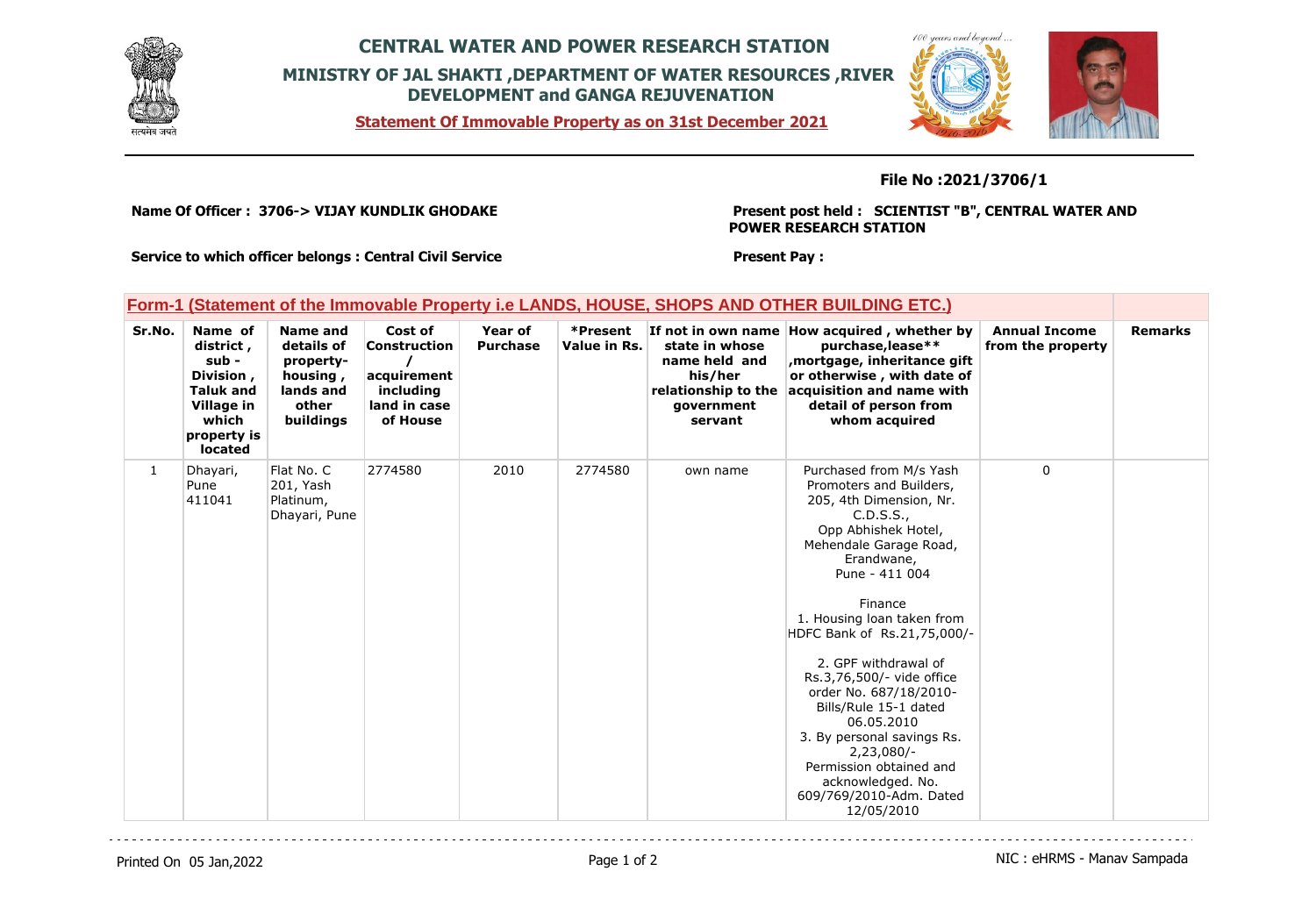# CENTRAL WATER AND POWER RESEARCH STATION

## MINISTRY OF JAL SHAKTI ,DEPARTMENT OF WATER RESOURCES ,RIVER DEVELOPMENT and GANGA REJUVENATION

**Statement Of Immovable Property as on 31st December 2021**

**File No :2021/3706/1**

**Name Of Officer : 3706-> VIJAY KUNDLIK GHODAKE**

**Present post held : SCIENTIST "B", CENTRAL WATER AND POWER RESEARCH STATION**

**Service to which officer belongs : Central Civil Service**

**Present Pay :**

## Form-1 (Statement of the Immovable Property i.e LANDS, HOUSE, SHOPS AND OTHER BUILDING ETC.)

| Sr.No. | Name of district , sub - Division , Taluk and Village in which property is located | Name and details of property-housing , lands and other buildings | Cost of Construction / acquirement including land in case of House | Year of Purchase | *Present Value in Rs. | If not in own name state in whose name held and his/her relationship to the government servant | How acquired , whether by purchase,lease** ,mortgage, inheritance gift or otherwise , with date of acquisition and name with detail of person from whom acquired | Annual Income from the property | Remarks |
|---|---|---|---|---|---|---|---|---|---|
| 1 | Dhayari, Pune 411041 | Flat No. C 201, Yash Platinum, Dhayari, Pune | 2774580 | 2010 | 2774580 | own name | Purchased from M/s Yash Promoters and Builders, 205, 4th Dimension, Nr. C.D.S.S., Opp Abhishek Hotel, Mehendale Garage Road, Erandwane, Pune - 411 004<br><br>Finance<br>1. Housing loan taken from HDFC Bank of Rs.21,75,000/-<br><br>2. GPF withdrawal of Rs.3,76,500/- vide office order No. 687/18/2010-Bills/Rule 15-1 dated 06.05.2010<br>3. By personal savings Rs. 2,23,080/-<br>Permission obtained and acknowledged. No. 609/769/2010-Adm. Dated 12/05/2010 | 0 | |

Printed On 05 Jan,2022

NIC : eHRMS - Manav Sampada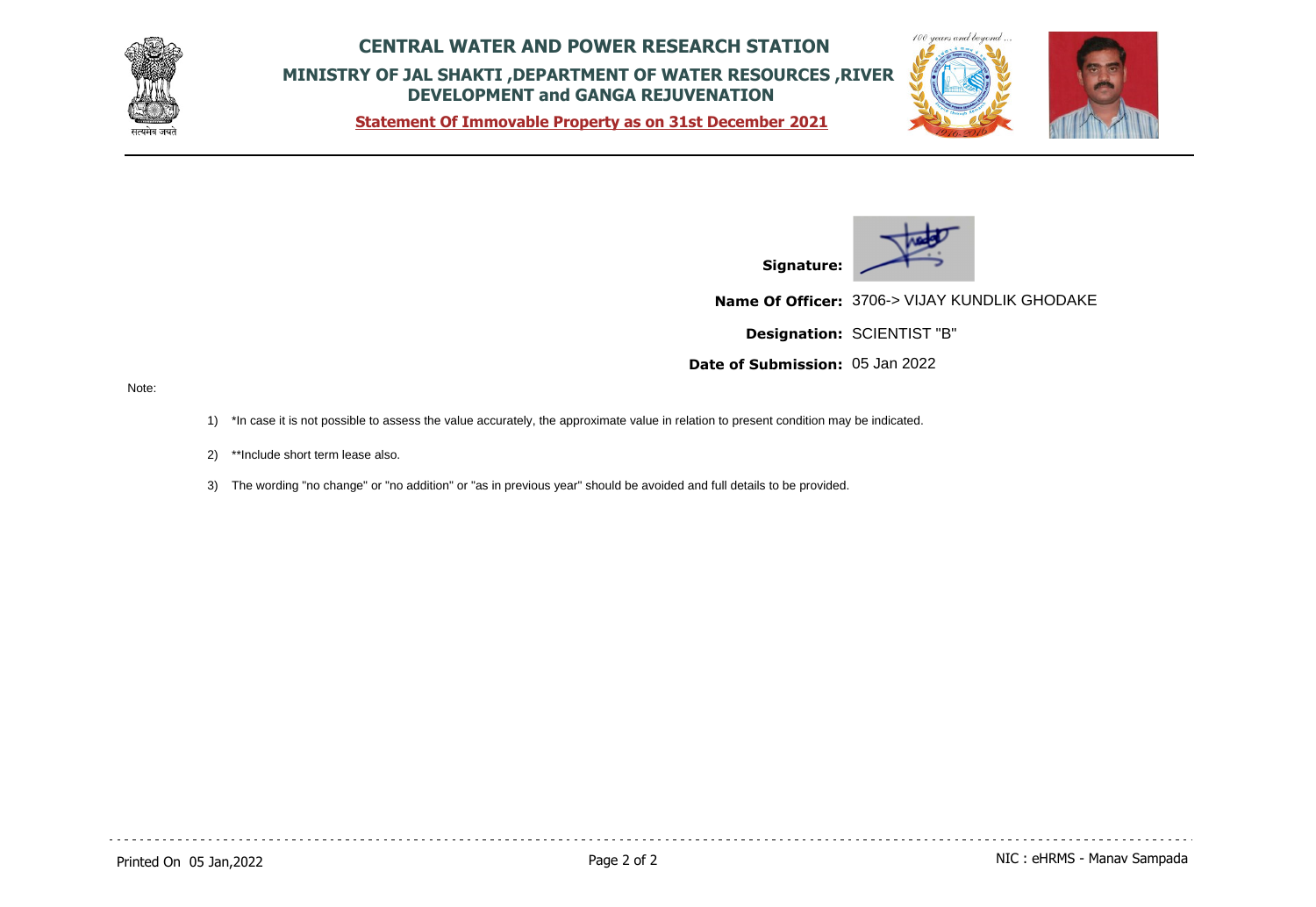# CENTRAL WATER AND POWER RESEARCH STATION

## MINISTRY OF JAL SHAKTI ,DEPARTMENT OF WATER RESOURCES ,RIVER DEVELOPMENT and GANGA REJUVENATION

**Statement Of Immovable Property as on 31st December 2021**

**Signature:**

**Name Of Officer:** 3706-> VIJAY KUNDLIK GHODAKE

**Designation:** SCIENTIST "B"

**Date of Submission:** 05 Jan 2022

Note:

1) *In case it is not possible to assess the value accurately, the approximate value in relation to present condition may be indicated.

2) **Include short term lease also.

3) The wording "no change" or "no addition" or "as in previous year" should be avoided and full details to be provided.